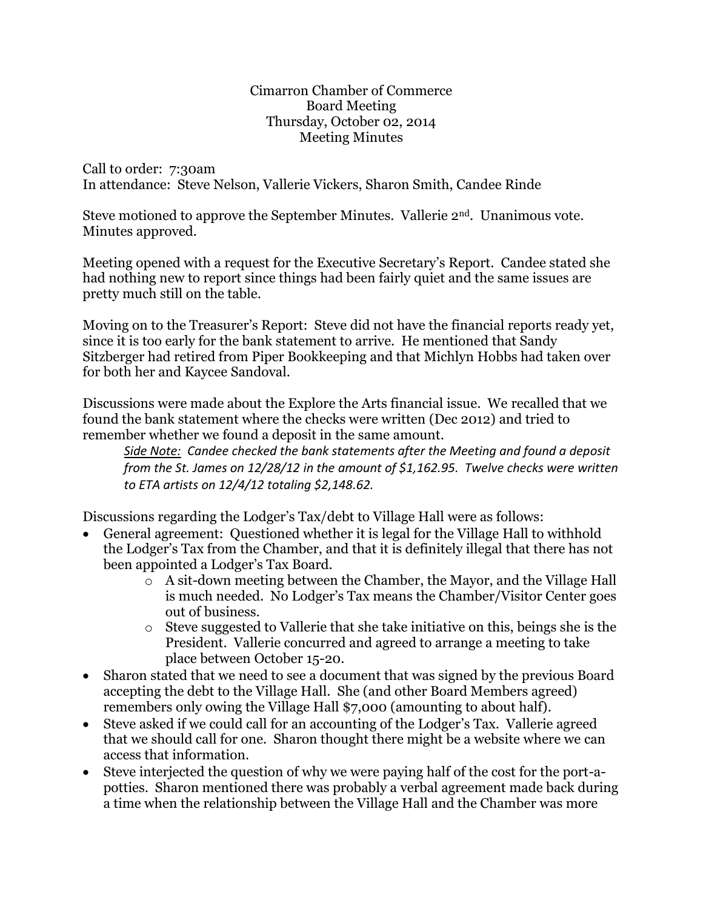Cimarron Chamber of Commerce
Board Meeting
Thursday, October 02, 2014
Meeting Minutes

Call to order: 7:30am
In attendance: Steve Nelson, Vallerie Vickers, Sharon Smith, Candee Rinde

Steve motioned to approve the September Minutes. Vallerie 2nd. Unanimous vote. Minutes approved.

Meeting opened with a request for the Executive Secretary's Report. Candee stated she had nothing new to report since things had been fairly quiet and the same issues are pretty much still on the table.

Moving on to the Treasurer's Report: Steve did not have the financial reports ready yet, since it is too early for the bank statement to arrive. He mentioned that Sandy Sitzberger had retired from Piper Bookkeeping and that Michlyn Hobbs had taken over for both her and Kaycee Sandoval.

Discussions were made about the Explore the Arts financial issue. We recalled that we found the bank statement where the checks were written (Dec 2012) and tried to remember whether we found a deposit in the same amount.

> *Side Note: Candee checked the bank statements after the Meeting and found a deposit from the St. James on 12/28/12 in the amount of $1,162.95. Twelve checks were written to ETA artists on 12/4/12 totaling $2,148.62.*

Discussions regarding the Lodger's Tax/debt to Village Hall were as follows:

- General agreement: Questioned whether it is legal for the Village Hall to withhold the Lodger's Tax from the Chamber, and that it is definitely illegal that there has not been appointed a Lodger's Tax Board.
    - A sit-down meeting between the Chamber, the Mayor, and the Village Hall is much needed. No Lodger's Tax means the Chamber/Visitor Center goes out of business.
    - Steve suggested to Vallerie that she take initiative on this, beings she is the President. Vallerie concurred and agreed to arrange a meeting to take place between October 15-20.
- Sharon stated that we need to see a document that was signed by the previous Board accepting the debt to the Village Hall. She (and other Board Members agreed) remembers only owing the Village Hall $7,000 (amounting to about half).
- Steve asked if we could call for an accounting of the Lodger's Tax. Vallerie agreed that we should call for one. Sharon thought there might be a website where we can access that information.
- Steve interjected the question of why we were paying half of the cost for the port-a-potties. Sharon mentioned there was probably a verbal agreement made back during a time when the relationship between the Village Hall and the Chamber was more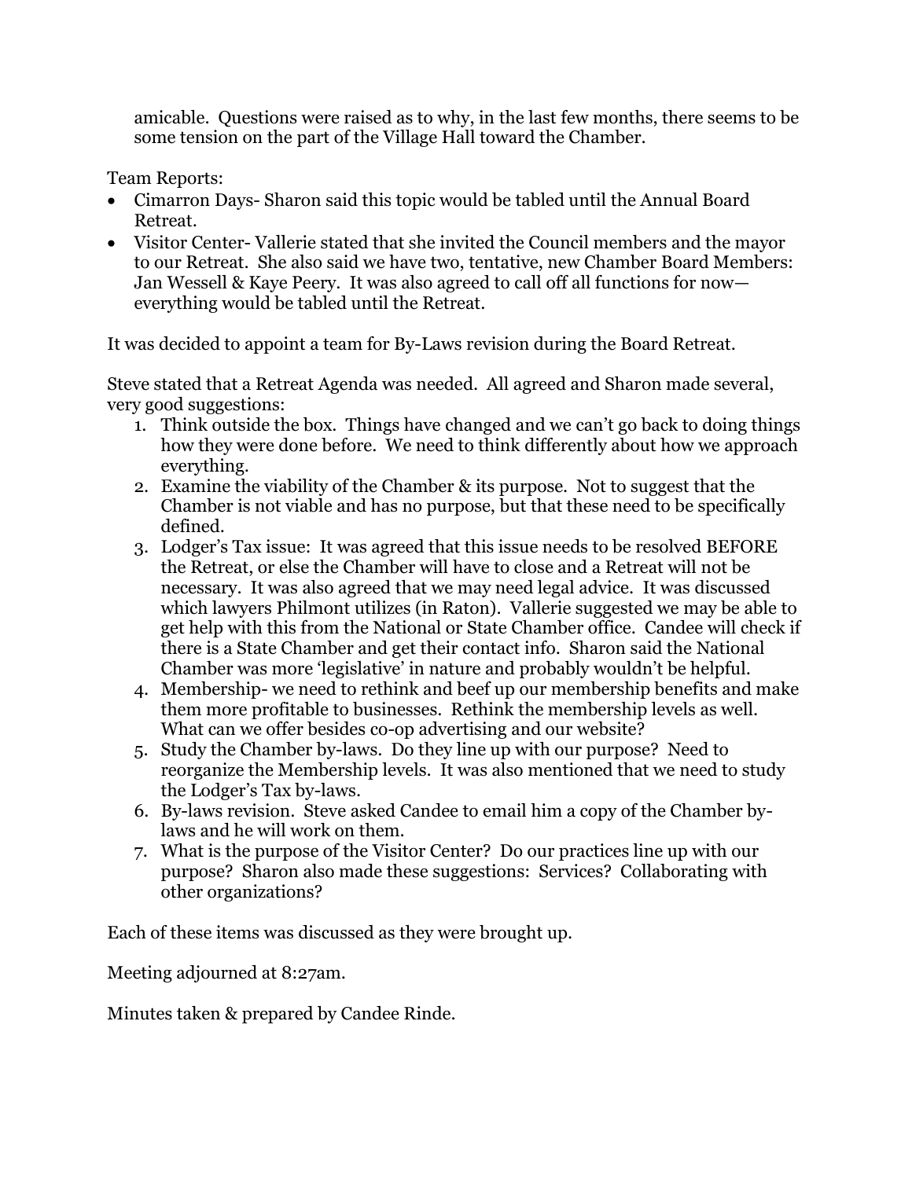amicable. Questions were raised as to why, in the last few months, there seems to be some tension on the part of the Village Hall toward the Chamber.

Team Reports:

- Cimarron Days- Sharon said this topic would be tabled until the Annual Board Retreat.
- Visitor Center- Vallerie stated that she invited the Council members and the mayor to our Retreat. She also said we have two, tentative, new Chamber Board Members: Jan Wessell & Kaye Peery. It was also agreed to call off all functions for now—everything would be tabled until the Retreat.

It was decided to appoint a team for By-Laws revision during the Board Retreat.

Steve stated that a Retreat Agenda was needed. All agreed and Sharon made several, very good suggestions:

1. Think outside the box. Things have changed and we can't go back to doing things how they were done before. We need to think differently about how we approach everything.
2. Examine the viability of the Chamber & its purpose. Not to suggest that the Chamber is not viable and has no purpose, but that these need to be specifically defined.
3. Lodger's Tax issue: It was agreed that this issue needs to be resolved BEFORE the Retreat, or else the Chamber will have to close and a Retreat will not be necessary. It was also agreed that we may need legal advice. It was discussed which lawyers Philmont utilizes (in Raton). Vallerie suggested we may be able to get help with this from the National or State Chamber office. Candee will check if there is a State Chamber and get their contact info. Sharon said the National Chamber was more 'legislative' in nature and probably wouldn't be helpful.
4. Membership- we need to rethink and beef up our membership benefits and make them more profitable to businesses. Rethink the membership levels as well. What can we offer besides co-op advertising and our website?
5. Study the Chamber by-laws. Do they line up with our purpose? Need to reorganize the Membership levels. It was also mentioned that we need to study the Lodger's Tax by-laws.
6. By-laws revision. Steve asked Candee to email him a copy of the Chamber by-laws and he will work on them.
7. What is the purpose of the Visitor Center? Do our practices line up with our purpose? Sharon also made these suggestions: Services? Collaborating with other organizations?

Each of these items was discussed as they were brought up.

Meeting adjourned at 8:27am.

Minutes taken & prepared by Candee Rinde.